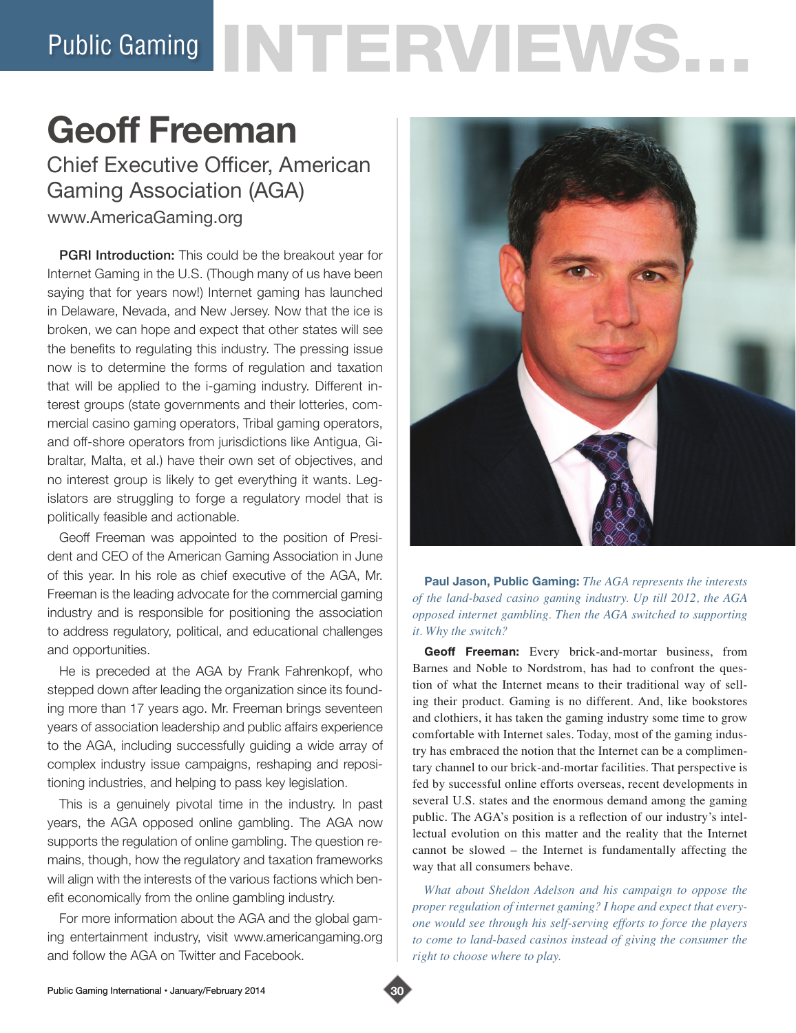# Public Gaming INTERVIEWS...

## Geoff Freeman

### Chief Executive Officer, American Gaming Association (AGA)

www.AmericaGaming.org

**PGRI Introduction:** This could be the breakout year for Internet Gaming in the U.S. (Though many of us have been saying that for years now!) Internet gaming has launched in Delaware, Nevada, and New Jersey. Now that the ice is broken, we can hope and expect that other states will see the benefits to regulating this industry. The pressing issue now is to determine the forms of regulation and taxation that will be applied to the i-gaming industry. Different interest groups (state governments and their lotteries, commercial casino gaming operators, Tribal gaming operators, and off-shore operators from jurisdictions like Antigua, Gibraltar, Malta, et al.) have their own set of objectives, and no interest group is likely to get everything it wants. Legislators are struggling to forge a regulatory model that is politically feasible and actionable.

Geoff Freeman was appointed to the position of President and CEO of the American Gaming Association in June of this year. In his role as chief executive of the AGA, Mr. Freeman is the leading advocate for the commercial gaming industry and is responsible for positioning the association to address regulatory, political, and educational challenges and opportunities.

He is preceded at the AGA by Frank Fahrenkopf, who stepped down after leading the organization since its founding more than 17 years ago. Mr. Freeman brings seventeen years of association leadership and public affairs experience to the AGA, including successfully guiding a wide array of complex industry issue campaigns, reshaping and repositioning industries, and helping to pass key legislation.

This is a genuinely pivotal time in the industry. In past years, the AGA opposed online gambling. The AGA now supports the regulation of online gambling. The question remains, though, how the regulatory and taxation frameworks will align with the interests of the various factions which benefit economically from the online gambling industry.

For more information about the AGA and the global gaming entertainment industry, visit www.americangaming.org and follow the AGA on Twitter and Facebook.

**Paul Jason, Public Gaming:** *The AGA represents the interests of the land-based casino gaming industry. Up till 2012, the AGA opposed internet gambling. Then the AGA switched to supporting it. Why the switch?*

**Geoff Freeman:** Every brick-and-mortar business, from Barnes and Noble to Nordstrom, has had to confront the question of what the Internet means to their traditional way of selling their product. Gaming is no different. And, like bookstores and clothiers, it has taken the gaming industry some time to grow comfortable with Internet sales. Today, most of the gaming industry has embraced the notion that the Internet can be a complimentary channel to our brick-and-mortar facilities. That perspective is fed by successful online efforts overseas, recent developments in several U.S. states and the enormous demand among the gaming public. The AGA's position is a reflection of our industry's intellectual evolution on this matter and the reality that the Internet cannot be slowed – the Internet is fundamentally affecting the way that all consumers behave.

*What about Sheldon Adelson and his campaign to oppose the proper regulation of internet gaming? I hope and expect that everyone would see through his self-serving efforts to force the players to come to land-based casinos instead of giving the consumer the right to choose where to play.*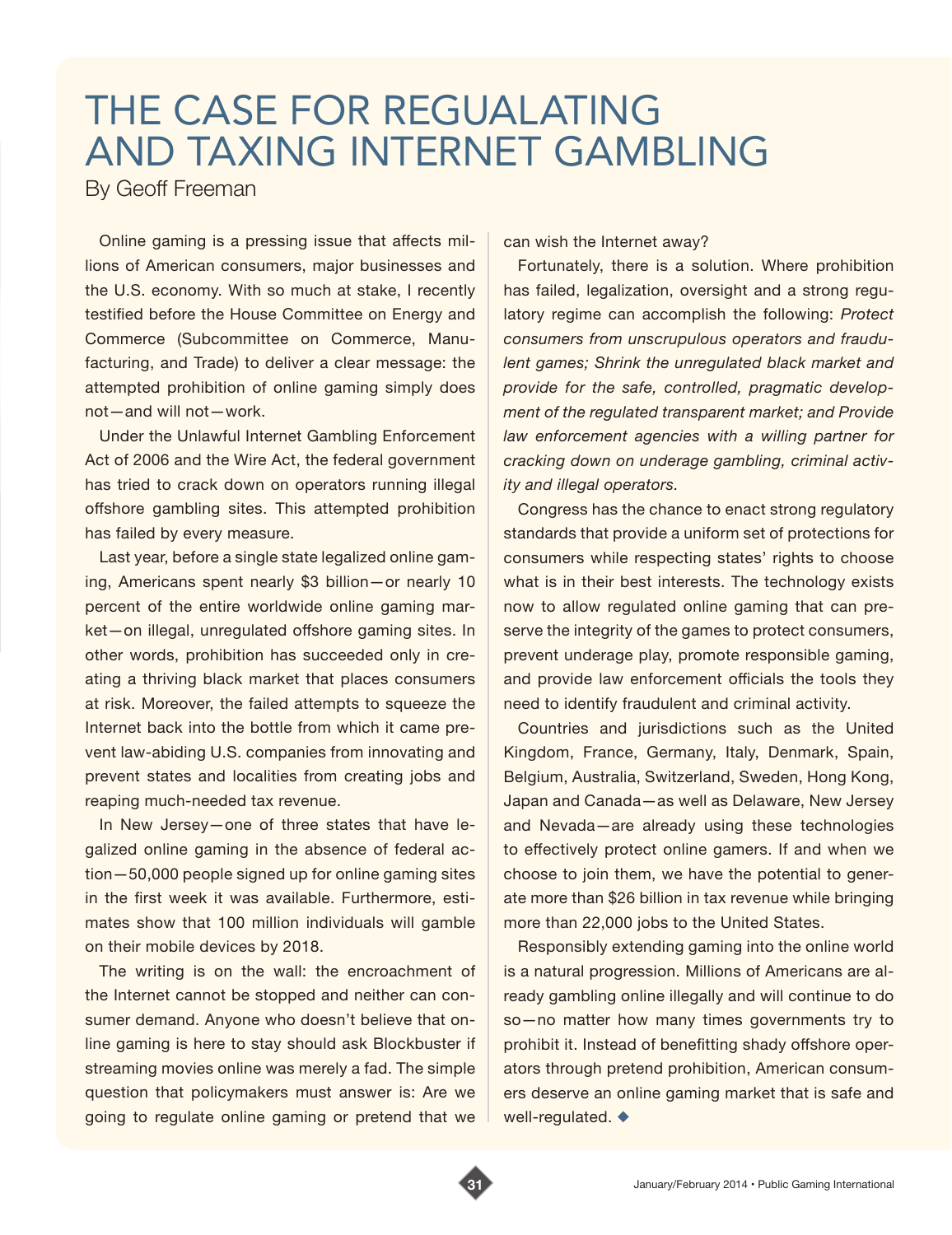# THE CASE FOR REGUALATING AND TAXING INTERNET GAMBLING

By Geoff Freeman

Online gaming is a pressing issue that affects millions of American consumers, major businesses and the U.S. economy. With so much at stake, I recently testified before the House Committee on Energy and Commerce (Subcommittee on Commerce, Manufacturing, and Trade) to deliver a clear message: the attempted prohibition of online gaming simply does not—and will not—work.

Under the Unlawful Internet Gambling Enforcement Act of 2006 and the Wire Act, the federal government has tried to crack down on operators running illegal offshore gambling sites. This attempted prohibition has failed by every measure.

Last year, before a single state legalized online gaming, Americans spent nearly $3 billion—or nearly 10 percent of the entire worldwide online gaming market—on illegal, unregulated offshore gaming sites. In other words, prohibition has succeeded only in creating a thriving black market that places consumers at risk. Moreover, the failed attempts to squeeze the Internet back into the bottle from which it came prevent law-abiding U.S. companies from innovating and prevent states and localities from creating jobs and reaping much-needed tax revenue.

In New Jersey—one of three states that have legalized online gaming in the absence of federal action—50,000 people signed up for online gaming sites in the first week it was available. Furthermore, estimates show that 100 million individuals will gamble on their mobile devices by 2018.

The writing is on the wall: the encroachment of the Internet cannot be stopped and neither can consumer demand. Anyone who doesn't believe that online gaming is here to stay should ask Blockbuster if streaming movies online was merely a fad. The simple question that policymakers must answer is: Are we going to regulate online gaming or pretend that we can wish the Internet away?

Fortunately, there is a solution. Where prohibition has failed, legalization, oversight and a strong regulatory regime can accomplish the following: *Protect consumers from unscrupulous operators and fraudulent games; Shrink the unregulated black market and provide for the safe, controlled, pragmatic development of the regulated transparent market; and Provide law enforcement agencies with a willing partner for cracking down on underage gambling, criminal activity and illegal operators.*

Congress has the chance to enact strong regulatory standards that provide a uniform set of protections for consumers while respecting states' rights to choose what is in their best interests. The technology exists now to allow regulated online gaming that can preserve the integrity of the games to protect consumers, prevent underage play, promote responsible gaming, and provide law enforcement officials the tools they need to identify fraudulent and criminal activity.

Countries and jurisdictions such as the United Kingdom, France, Germany, Italy, Denmark, Spain, Belgium, Australia, Switzerland, Sweden, Hong Kong, Japan and Canada—as well as Delaware, New Jersey and Nevada—are already using these technologies to effectively protect online gamers. If and when we choose to join them, we have the potential to generate more than $26 billion in tax revenue while bringing more than 22,000 jobs to the United States.

Responsibly extending gaming into the online world is a natural progression. Millions of Americans are already gambling online illegally and will continue to do so—no matter how many times governments try to prohibit it. Instead of benefitting shady offshore operators through pretend prohibition, American consumers deserve an online gaming market that is safe and well-regulated. ◆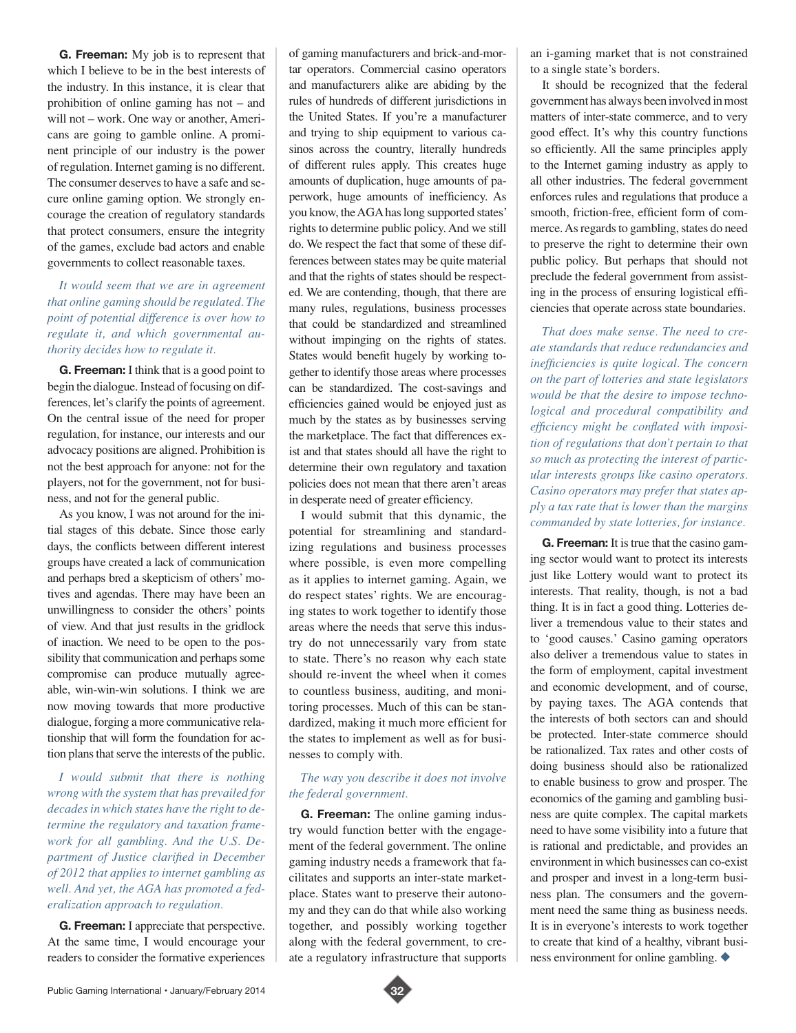**G. Freeman:** My job is to represent that which I believe to be in the best interests of the industry. In this instance, it is clear that prohibition of online gaming has not – and will not – work. One way or another, Americans are going to gamble online. A prominent principle of our industry is the power of regulation. Internet gaming is no different. The consumer deserves to have a safe and secure online gaming option. We strongly encourage the creation of regulatory standards that protect consumers, ensure the integrity of the games, exclude bad actors and enable governments to collect reasonable taxes.

*It would seem that we are in agreement that online gaming should be regulated. The point of potential difference is over how to regulate it, and which governmental authority decides how to regulate it.*

**G. Freeman:** I think that is a good point to begin the dialogue. Instead of focusing on differences, let's clarify the points of agreement. On the central issue of the need for proper regulation, for instance, our interests and our advocacy positions are aligned. Prohibition is not the best approach for anyone: not for the players, not for the government, not for business, and not for the general public.

As you know, I was not around for the initial stages of this debate. Since those early days, the conflicts between different interest groups have created a lack of communication and perhaps bred a skepticism of others' motives and agendas. There may have been an unwillingness to consider the others' points of view. And that just results in the gridlock of inaction. We need to be open to the possibility that communication and perhaps some compromise can produce mutually agreeable, win-win-win solutions. I think we are now moving towards that more productive dialogue, forging a more communicative relationship that will form the foundation for action plans that serve the interests of the public.

*I would submit that there is nothing wrong with the system that has prevailed for decades in which states have the right to determine the regulatory and taxation framework for all gambling. And the U.S. Department of Justice clarified in December of 2012 that applies to internet gambling as well. And yet, the AGA has promoted a federalization approach to regulation.*

**G. Freeman:** I appreciate that perspective. At the same time, I would encourage your readers to consider the formative experiences of gaming manufacturers and brick-and-mortar operators. Commercial casino operators and manufacturers alike are abiding by the rules of hundreds of different jurisdictions in the United States. If you're a manufacturer and trying to ship equipment to various casinos across the country, literally hundreds of different rules apply. This creates huge amounts of duplication, huge amounts of paperwork, huge amounts of inefficiency. As you know, the AGA has long supported states' rights to determine public policy. And we still do. We respect the fact that some of these differences between states may be quite material and that the rights of states should be respected. We are contending, though, that there are many rules, regulations, business processes that could be standardized and streamlined without impinging on the rights of states. States would benefit hugely by working together to identify those areas where processes can be standardized. The cost-savings and efficiencies gained would be enjoyed just as much by the states as by businesses serving the marketplace. The fact that differences exist and that states should all have the right to determine their own regulatory and taxation policies does not mean that there aren't areas in desperate need of greater efficiency.

I would submit that this dynamic, the potential for streamlining and standardizing regulations and business processes where possible, is even more compelling as it applies to internet gaming. Again, we do respect states' rights. We are encouraging states to work together to identify those areas where the needs that serve this industry do not unnecessarily vary from state to state. There's no reason why each state should re-invent the wheel when it comes to countless business, auditing, and monitoring processes. Much of this can be standardized, making it much more efficient for the states to implement as well as for businesses to comply with.

*The way you describe it does not involve the federal government.*

**G. Freeman:** The online gaming industry would function better with the engagement of the federal government. The online gaming industry needs a framework that facilitates and supports an inter-state marketplace. States want to preserve their autonomy and they can do that while also working together, and possibly working together along with the federal government, to create a regulatory infrastructure that supports an i-gaming market that is not constrained to a single state's borders.

It should be recognized that the federal government has always been involved in most matters of inter-state commerce, and to very good effect. It's why this country functions so efficiently. All the same principles apply to the Internet gaming industry as apply to all other industries. The federal government enforces rules and regulations that produce a smooth, friction-free, efficient form of commerce. As regards to gambling, states do need to preserve the right to determine their own public policy. But perhaps that should not preclude the federal government from assisting in the process of ensuring logistical efficiencies that operate across state boundaries.

*That does make sense. The need to create standards that reduce redundancies and inefficiencies is quite logical. The concern on the part of lotteries and state legislators would be that the desire to impose technological and procedural compatibility and efficiency might be conflated with imposition of regulations that don't pertain to that so much as protecting the interest of particular interests groups like casino operators. Casino operators may prefer that states apply a tax rate that is lower than the margins commanded by state lotteries, for instance.*

**G. Freeman:** It is true that the casino gaming sector would want to protect its interests just like Lottery would want to protect its interests. That reality, though, is not a bad thing. It is in fact a good thing. Lotteries deliver a tremendous value to their states and to 'good causes.' Casino gaming operators also deliver a tremendous value to states in the form of employment, capital investment and economic development, and of course, by paying taxes. The AGA contends that the interests of both sectors can and should be protected. Inter-state commerce should be rationalized. Tax rates and other costs of doing business should also be rationalized to enable business to grow and prosper. The economics of the gaming and gambling business are quite complex. The capital markets need to have some visibility into a future that is rational and predictable, and provides an environment in which businesses can co-exist and prosper and invest in a long-term business plan. The consumers and the government need the same thing as business needs. It is in everyone's interests to work together to create that kind of a healthy, vibrant business environment for online gambling. ◆